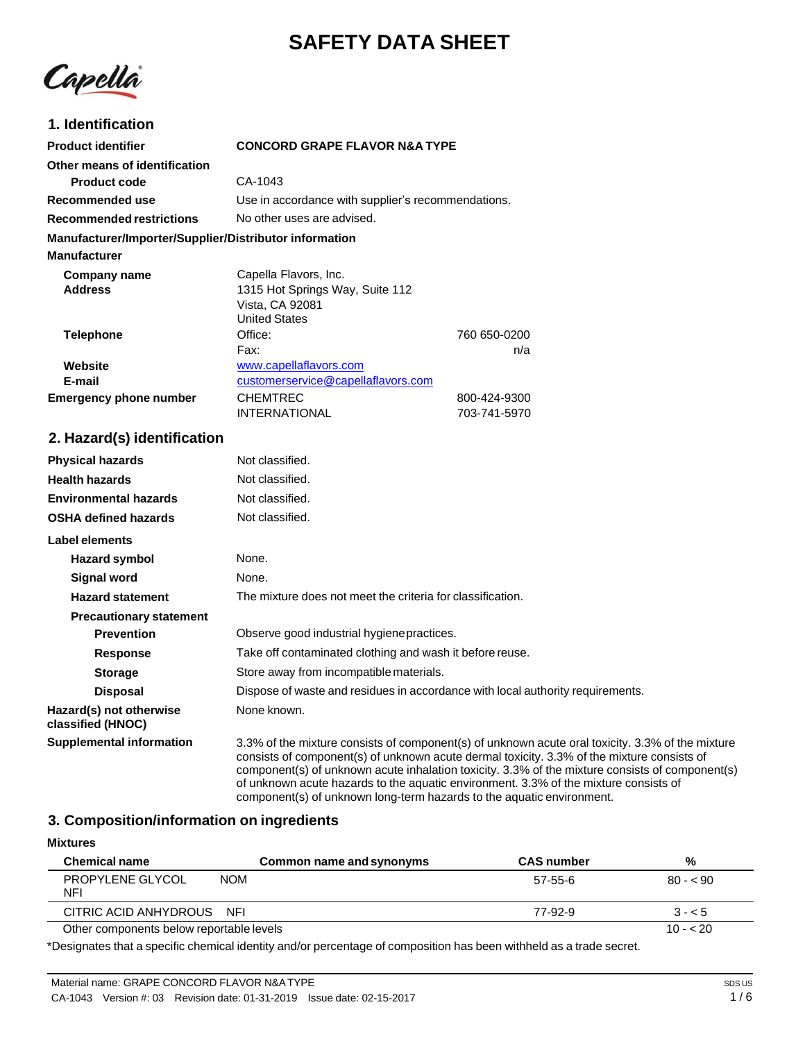# SAFETY DATA SHEET

Capella

## 1. Identification

**Product identifier** **CONCORD GRAPE FLAVOR N&A TYPE**

**Other means of identification**

**Product code** CA-1043

**Recommended use** Use in accordance with supplier's recommendations.

**Recommended restrictions** No other uses are advised.

**Manufacturer/Importer/Supplier/Distributor information**

**Manufacturer**

**Company name** Capella Flavors, Inc.

**Address** 1315 Hot Springs Way, Suite 112
Vista, CA 92081
United States

**Telephone** Office: 760 650-0200
Fax: n/a

**Website** www.capellaflavors.com

**E-mail** customerservice@capellaflavors.com

**Emergency phone number** CHEMTREC 800-424-9300
INTERNATIONAL 703-741-5970

## 2. Hazard(s) identification

**Physical hazards** Not classified.

**Health hazards** Not classified.

**Environmental hazards** Not classified.

**OSHA defined hazards** Not classified.

**Label elements**

**Hazard symbol** None.

**Signal word** None.

**Hazard statement** The mixture does not meet the criteria for classification.

**Precautionary statement**

**Prevention** Observe good industrial hygiene practices.

**Response** Take off contaminated clothing and wash it before reuse.

**Storage** Store away from incompatible materials.

**Disposal** Dispose of waste and residues in accordance with local authority requirements.

**Hazard(s) not otherwise classified (HNOC)** None known.

**Supplemental information** 3.3% of the mixture consists of component(s) of unknown acute oral toxicity. 3.3% of the mixture consists of component(s) of unknown acute dermal toxicity. 3.3% of the mixture consists of component(s) of unknown acute inhalation toxicity. 3.3% of the mixture consists of component(s) of unknown acute hazards to the aquatic environment. 3.3% of the mixture consists of component(s) of unknown long-term hazards to the aquatic environment.

## 3. Composition/information on ingredients

**Mixtures**

| Chemical name | Common name and synonyms | CAS number | % |
|---|---|---|---|
| PROPYLENE GLYCOL NFI | NOM | 57-55-6 | 80 - < 90 |
| CITRIC ACID ANHYDROUS | NFI | 77-92-9 | 3 - < 5 |
| Other components below reportable levels | | | 10 - < 20 |

*Designates that a specific chemical identity and/or percentage of composition has been withheld as a trade secret.

Material name: GRAPE CONCORD FLAVOR N&A TYPE
CA-1043 Version #: 03 Revision date: 01-31-2019 Issue date: 02-15-2017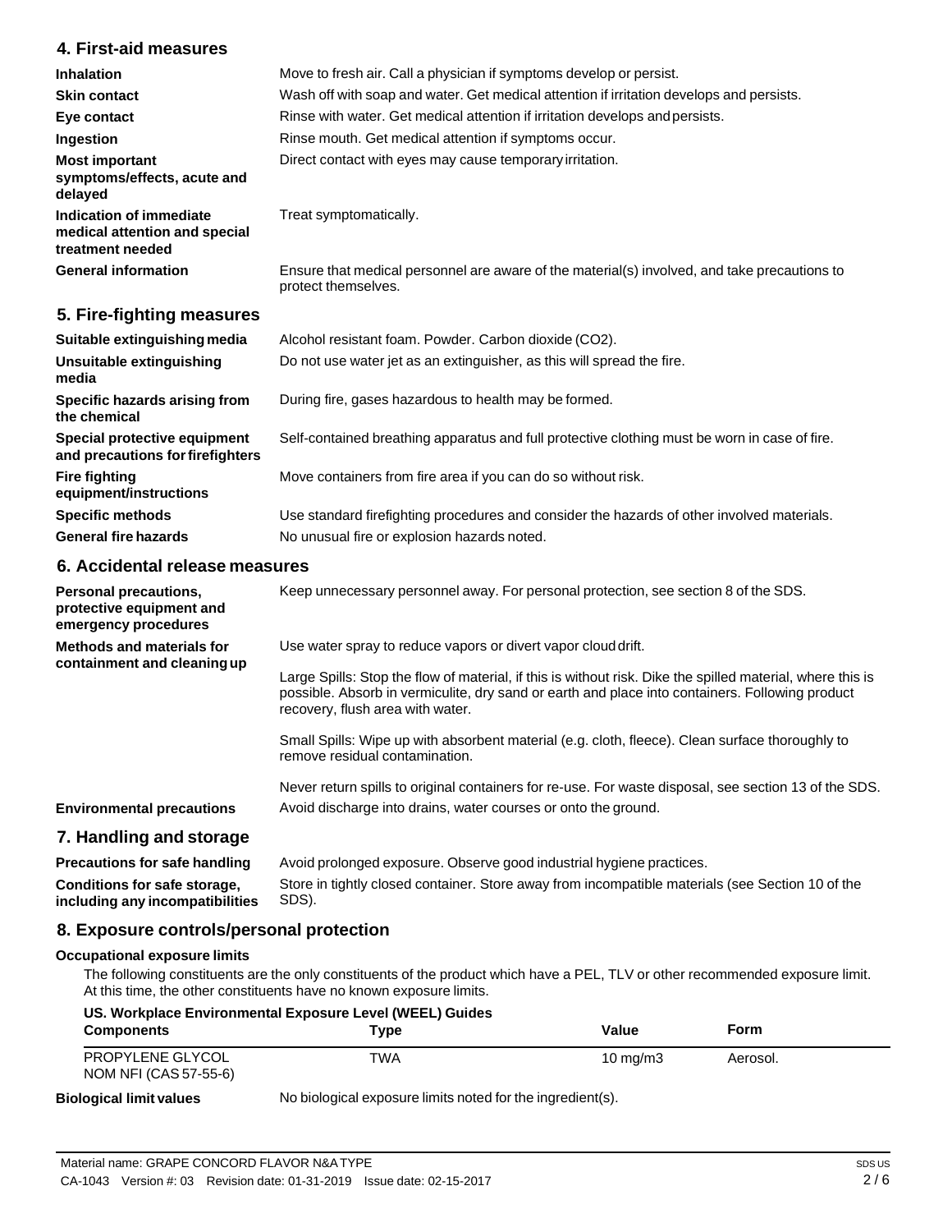## 4. First-aid measures

| | |
|---|---|
| **Inhalation** | Move to fresh air. Call a physician if symptoms develop or persist. |
| **Skin contact** | Wash off with soap and water. Get medical attention if irritation develops and persists. |
| **Eye contact** | Rinse with water. Get medical attention if irritation develops and persists. |
| **Ingestion** | Rinse mouth. Get medical attention if symptoms occur. |
| **Most important symptoms/effects, acute and delayed** | Direct contact with eyes may cause temporary irritation. |
| **Indication of immediate medical attention and special treatment needed** | Treat symptomatically. |
| **General information** | Ensure that medical personnel are aware of the material(s) involved, and take precautions to protect themselves. |

## 5. Fire-fighting measures

| | |
|---|---|
| **Suitable extinguishing media** | Alcohol resistant foam. Powder. Carbon dioxide ($CO_2$). |
| **Unsuitable extinguishing media** | Do not use water jet as an extinguisher, as this will spread the fire. |
| **Specific hazards arising from the chemical** | During fire, gases hazardous to health may be formed. |
| **Special protective equipment and precautions for firefighters** | Self-contained breathing apparatus and full protective clothing must be worn in case of fire. |
| **Fire fighting equipment/instructions** | Move containers from fire area if you can do so without risk. |
| **Specific methods** | Use standard firefighting procedures and consider the hazards of other involved materials. |
| **General fire hazards** | No unusual fire or explosion hazards noted. |

## 6. Accidental release measures

**Personal precautions, protective equipment and emergency procedures**
Keep unnecessary personnel away. For personal protection, see section 8 of the SDS.

**Methods and materials for containment and cleaning up**
Use water spray to reduce vapors or divert vapor cloud drift.

Large Spills: Stop the flow of material, if this is without risk. Dike the spilled material, where this is possible. Absorb in vermiculite, dry sand or earth and place into containers. Following product recovery, flush area with water.

Small Spills: Wipe up with absorbent material (e.g. cloth, fleece). Clean surface thoroughly to remove residual contamination.

Never return spills to original containers for re-use. For waste disposal, see section 13 of the SDS.

**Environmental precautions**
Avoid discharge into drains, water courses or onto the ground.

## 7. Handling and storage

| | |
|---|---|
| **Precautions for safe handling** | Avoid prolonged exposure. Observe good industrial hygiene practices. |
| **Conditions for safe storage, including any incompatibilities** | Store in tightly closed container. Store away from incompatible materials (see Section 10 of the SDS). |

## 8. Exposure controls/personal protection

**Occupational exposure limits**

The following constituents are the only constituents of the product which have a PEL, TLV or other recommended exposure limit. At this time, the other constituents have no known exposure limits.

**US. Workplace Environmental Exposure Level (WEEL) Guides**

| Components | Type | Value | Form |
|---|---|---|---|
| PROPYLENE GLYCOL NOM NFI (CAS 57-55-6) | TWA | 10 mg/m3 | Aerosol. |

**Biological limit values**
No biological exposure limits noted for the ingredient(s).

Material name: GRAPE CONCORD FLAVOR N&A TYPE
CA-1043 Version #: 03 Revision date: 01-31-2019 Issue date: 02-15-2017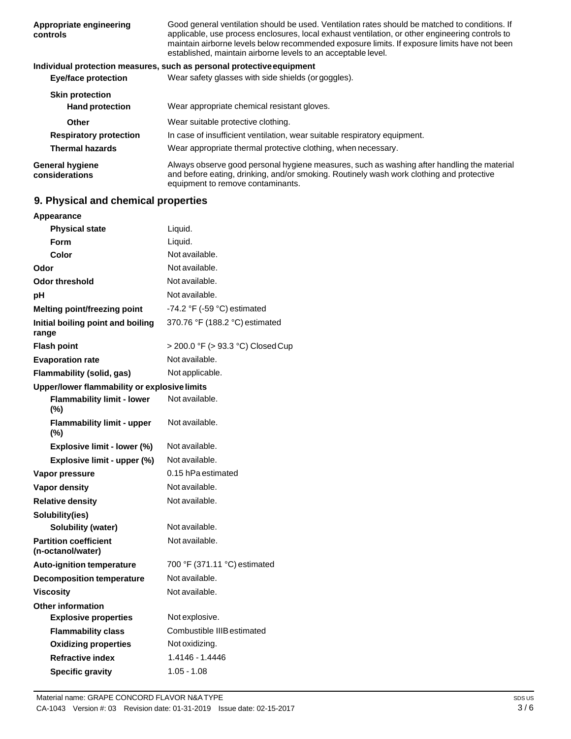| | |
|---|---|
| **Appropriate engineering controls** | Good general ventilation should be used. Ventilation rates should be matched to conditions. If applicable, use process enclosures, local exhaust ventilation, or other engineering controls to maintain airborne levels below recommended exposure limits. If exposure limits have not been established, maintain airborne levels to an acceptable level. |

**Individual protection measures, such as personal protective equipment**

| | |
|---|---|
| **Eye/face protection** | Wear safety glasses with side shields (or goggles). |
| **Skin protection** | |
| **Hand protection** | Wear appropriate chemical resistant gloves. |
| **Other** | Wear suitable protective clothing. |
| **Respiratory protection** | In case of insufficient ventilation, wear suitable respiratory equipment. |
| **Thermal hazards** | Wear appropriate thermal protective clothing, when necessary. |
| **General hygiene considerations** | Always observe good personal hygiene measures, such as washing after handling the material and before eating, drinking, and/or smoking. Routinely wash work clothing and protective equipment to remove contaminants. |

## 9. Physical and chemical properties

| | |
|---|---|
| **Appearance** | |
| **Physical state** | Liquid. |
| **Form** | Liquid. |
| **Color** | Not available. |
| **Odor** | Not available. |
| **Odor threshold** | Not available. |
| **pH** | Not available. |
| **Melting point/freezing point** | -74.2 °F (-59 °C) estimated |
| **Initial boiling point and boiling range** | 370.76 °F (188.2 °C) estimated |
| **Flash point** | > 200.0 °F (> 93.3 °C) Closed Cup |
| **Evaporation rate** | Not available. |
| **Flammability (solid, gas)** | Not applicable. |
| **Upper/lower flammability or explosive limits** | |
| **Flammability limit - lower (%)** | Not available. |
| **Flammability limit - upper (%)** | Not available. |
| **Explosive limit - lower (%)** | Not available. |
| **Explosive limit - upper (%)** | Not available. |
| **Vapor pressure** | 0.15 hPa estimated |
| **Vapor density** | Not available. |
| **Relative density** | Not available. |
| **Solubility(ies)** | |
| **Solubility (water)** | Not available. |
| **Partition coefficient (n-octanol/water)** | Not available. |
| **Auto-ignition temperature** | 700 °F (371.11 °C) estimated |
| **Decomposition temperature** | Not available. |
| **Viscosity** | Not available. |
| **Other information** | |
| **Explosive properties** | Not explosive. |
| **Flammability class** | Combustible IIIB estimated |
| **Oxidizing properties** | Not oxidizing. |
| **Refractive index** | 1.4146 - 1.4446 |
| **Specific gravity** | 1.05 - 1.08 |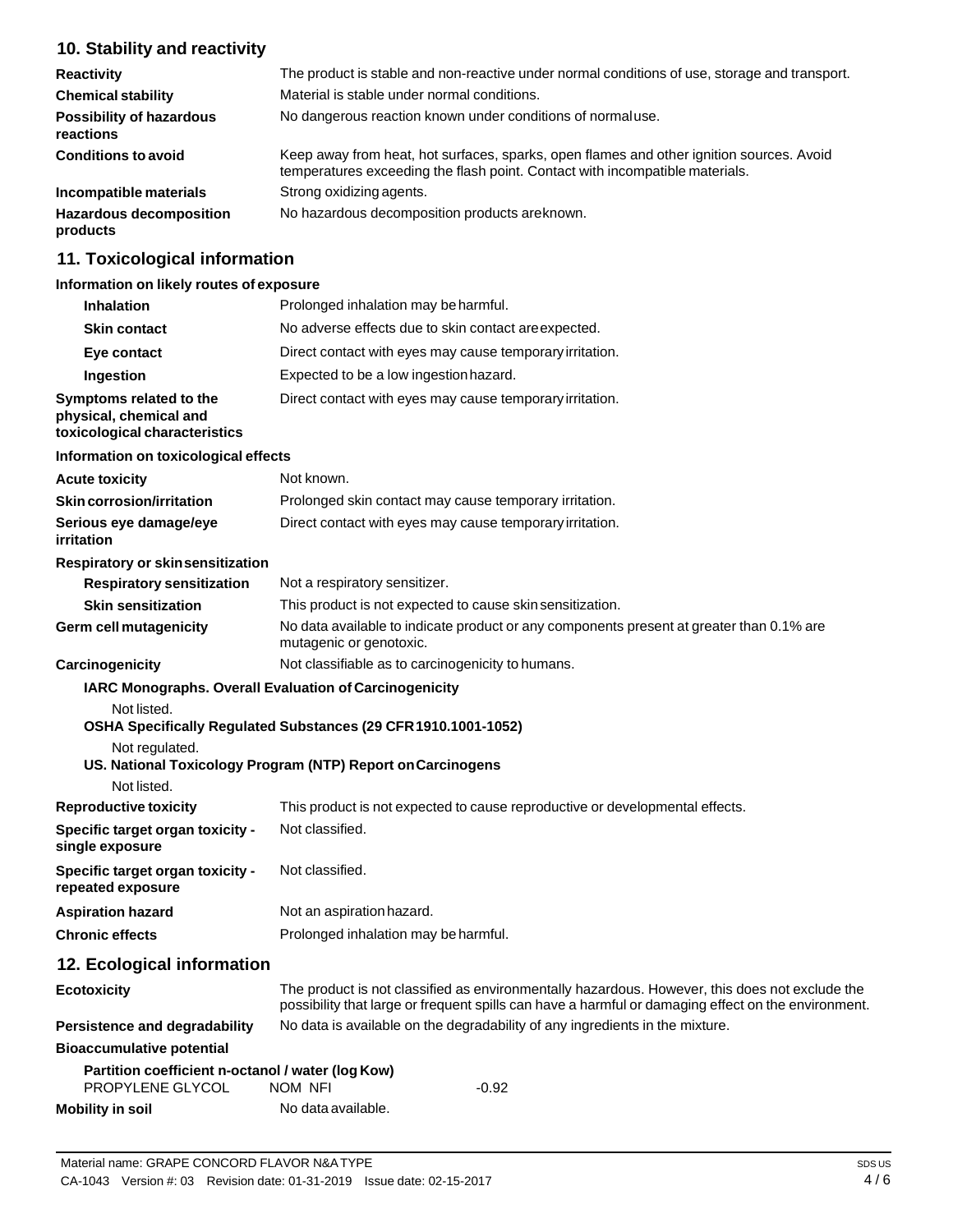## 10. Stability and reactivity

| | |
|---|---|
| **Reactivity** | The product is stable and non-reactive under normal conditions of use, storage and transport. |
| **Chemical stability** | Material is stable under normal conditions. |
| **Possibility of hazardous reactions** | No dangerous reaction known under conditions of normaluse. |
| **Conditions to avoid** | Keep away from heat, hot surfaces, sparks, open flames and other ignition sources. Avoid temperatures exceeding the flash point. Contact with incompatible materials. |
| **Incompatible materials** | Strong oxidizing agents. |
| **Hazardous decomposition products** | No hazardous decomposition products areknown. |

## 11. Toxicological information

**Information on likely routes of exposure**

| | |
|---|---|
| **Inhalation** | Prolonged inhalation may be harmful. |
| **Skin contact** | No adverse effects due to skin contact areexpected. |
| **Eye contact** | Direct contact with eyes may cause temporary irritation. |
| **Ingestion** | Expected to be a low ingestion hazard. |
| **Symptoms related to the physical, chemical and toxicological characteristics** | Direct contact with eyes may cause temporary irritation. |

**Information on toxicological effects**

| | |
|---|---|
| **Acute toxicity** | Not known. |
| **Skin corrosion/irritation** | Prolonged skin contact may cause temporary irritation. |
| **Serious eye damage/eye irritation** | Direct contact with eyes may cause temporary irritation. |

**Respiratory or skin sensitization**

| | |
|---|---|
| **Respiratory sensitization** | Not a respiratory sensitizer. |
| **Skin sensitization** | This product is not expected to cause skin sensitization. |
| **Germ cell mutagenicity** | No data available to indicate product or any components present at greater than 0.1% are mutagenic or genotoxic. |
| **Carcinogenicity** | Not classifiable as to carcinogenicity to humans. |

**IARC Monographs. Overall Evaluation of Carcinogenicity**

Not listed.

**OSHA Specifically Regulated Substances (29 CFR 1910.1001-1052)**

Not regulated.

**US. National Toxicology Program (NTP) Report on Carcinogens**

Not listed.

| | |
|---|---|
| **Reproductive toxicity** | This product is not expected to cause reproductive or developmental effects. |
| **Specific target organ toxicity - single exposure** | Not classified. |
| **Specific target organ toxicity - repeated exposure** | Not classified. |
| **Aspiration hazard** | Not an aspiration hazard. |
| **Chronic effects** | Prolonged inhalation may be harmful. |

## 12. Ecological information

| | |
|---|---|
| **Ecotoxicity** | The product is not classified as environmentally hazardous. However, this does not exclude the possibility that large or frequent spills can have a harmful or damaging effect on the environment. |
| **Persistence and degradability** | No data is available on the degradability of any ingredients in the mixture. |

**Bioaccumulative potential**

**Partition coefficient n-octanol / water (log Kow)**

| | | |
|---|---|---|
| PROPYLENE GLYCOL | NOM NFI | -0.92 |

| | |
|---|---|
| **Mobility in soil** | No data available. |

Material name: GRAPE CONCORD FLAVOR N&A TYPE

CA-1043 Version #: 03 Revision date: 01-31-2019 Issue date: 02-15-2017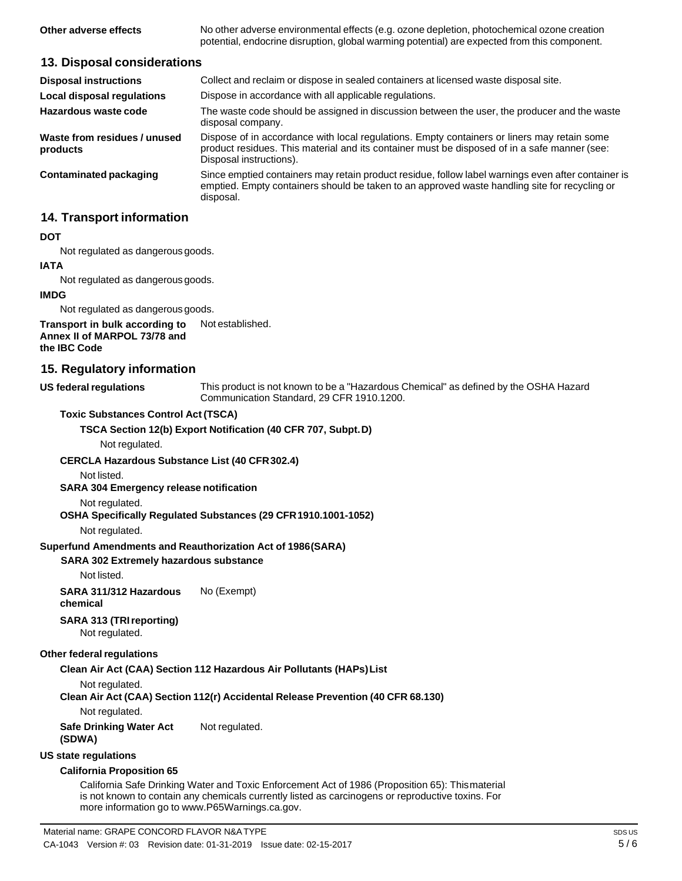| | |
|---|---|
| **Other adverse effects** | No other adverse environmental effects (e.g. ozone depletion, photochemical ozone creation potential, endocrine disruption, global warming potential) are expected from this component. |

## 13. Disposal considerations

| | |
|---|---|
| **Disposal instructions** | Collect and reclaim or dispose in sealed containers at licensed waste disposal site. |
| **Local disposal regulations** | Dispose in accordance with all applicable regulations. |
| **Hazardous waste code** | The waste code should be assigned in discussion between the user, the producer and the waste disposal company. |
| **Waste from residues / unused products** | Dispose of in accordance with local regulations. Empty containers or liners may retain some product residues. This material and its container must be disposed of in a safe manner (see: Disposal instructions). |
| **Contaminated packaging** | Since emptied containers may retain product residue, follow label warnings even after container is emptied. Empty containers should be taken to an approved waste handling site for recycling or disposal. |

## 14. Transport information

**DOT**

Not regulated as dangerous goods.

**IATA**

Not regulated as dangerous goods.

**IMDG**

Not regulated as dangerous goods.

**Transport in bulk according to Annex II of MARPOL 73/78 and the IBC Code** Not established.

## 15. Regulatory information

**US federal regulations** This product is not known to be a "Hazardous Chemical" as defined by the OSHA Hazard Communication Standard, 29 CFR 1910.1200.

**Toxic Substances Control Act (TSCA)**

**TSCA Section 12(b) Export Notification (40 CFR 707, Subpt. D)**

Not regulated.

**CERCLA Hazardous Substance List (40 CFR 302.4)**

Not listed.

**SARA 304 Emergency release notification**

Not regulated.

**OSHA Specifically Regulated Substances (29 CFR 1910.1001-1052)**

Not regulated.

**Superfund Amendments and Reauthorization Act of 1986 (SARA)**

**SARA 302 Extremely hazardous substance**

Not listed.

**SARA 311/312 Hazardous chemical** No (Exempt)

**SARA 313 (TRI reporting)**

Not regulated.

**Other federal regulations**

**Clean Air Act (CAA) Section 112 Hazardous Air Pollutants (HAPs) List**

Not regulated.

**Clean Air Act (CAA) Section 112(r) Accidental Release Prevention (40 CFR 68.130)**

Not regulated.

**Safe Drinking Water Act (SDWA)** Not regulated.

**US state regulations**

**California Proposition 65**

California Safe Drinking Water and Toxic Enforcement Act of 1986 (Proposition 65): This material is not known to contain any chemicals currently listed as carcinogens or reproductive toxins. For more information go to www.P65Warnings.ca.gov.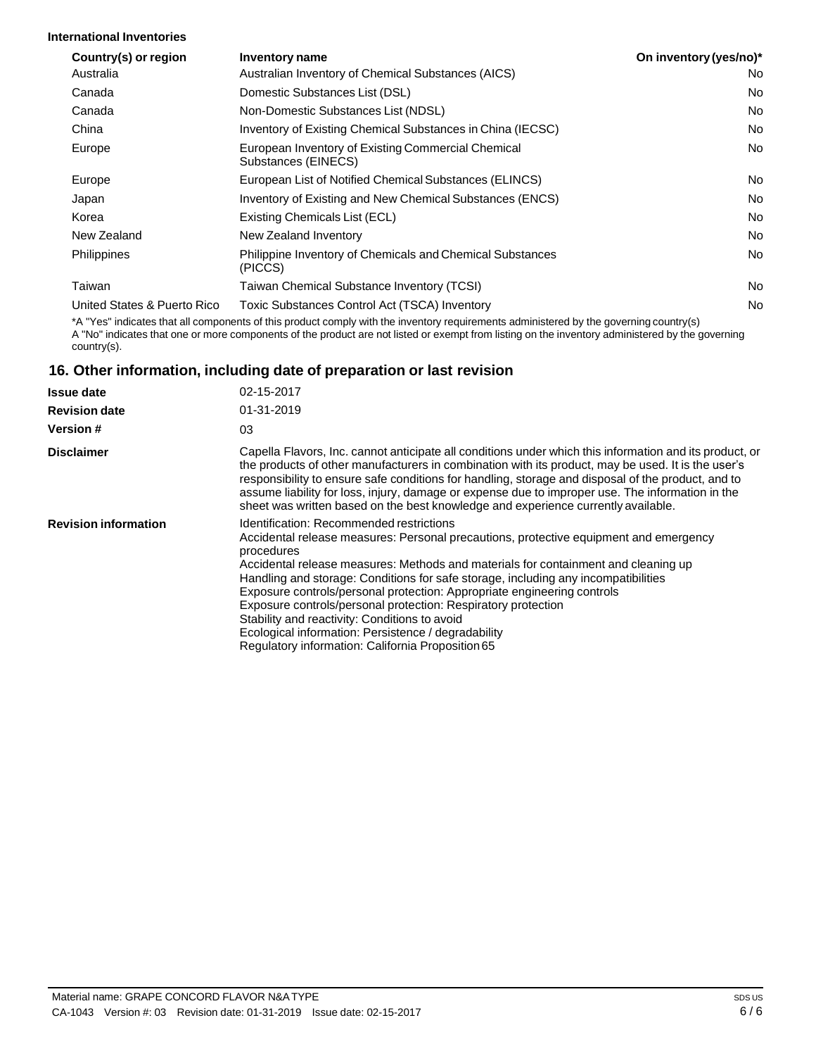**International Inventories**

| Country(s) or region | Inventory name | On inventory (yes/no)* |
|---|---|---|
| Australia | Australian Inventory of Chemical Substances (AICS) | No |
| Canada | Domestic Substances List (DSL) | No |
| Canada | Non-Domestic Substances List (NDSL) | No |
| China | Inventory of Existing Chemical Substances in China (IECSC) | No |
| Europe | European Inventory of Existing Commercial Chemical Substances (EINECS) | No |
| Europe | European List of Notified Chemical Substances (ELINCS) | No |
| Japan | Inventory of Existing and New Chemical Substances (ENCS) | No |
| Korea | Existing Chemicals List (ECL) | No |
| New Zealand | New Zealand Inventory | No |
| Philippines | Philippine Inventory of Chemicals and Chemical Substances (PICCS) | No |
| Taiwan | Taiwan Chemical Substance Inventory (TCSI) | No |
| United States & Puerto Rico | Toxic Substances Control Act (TSCA) Inventory | No |

*A "Yes" indicates that all components of this product comply with the inventory requirements administered by the governing country(s)
A "No" indicates that one or more components of the product are not listed or exempt from listing on the inventory administered by the governing country(s).

## 16. Other information, including date of preparation or last revision

**Issue date** 02-15-2017

**Revision date** 01-31-2019

**Version #** 03

**Disclaimer** Capella Flavors, Inc. cannot anticipate all conditions under which this information and its product, or the products of other manufacturers in combination with its product, may be used. It is the user's responsibility to ensure safe conditions for handling, storage and disposal of the product, and to assume liability for loss, injury, damage or expense due to improper use. The information in the sheet was written based on the best knowledge and experience currently available.

**Revision information**

Identification: Recommended restrictions
Accidental release measures: Personal precautions, protective equipment and emergency procedures
Accidental release measures: Methods and materials for containment and cleaning up
Handling and storage: Conditions for safe storage, including any incompatibilities
Exposure controls/personal protection: Appropriate engineering controls
Exposure controls/personal protection: Respiratory protection
Stability and reactivity: Conditions to avoid
Ecological information: Persistence / degradability
Regulatory information: California Proposition 65